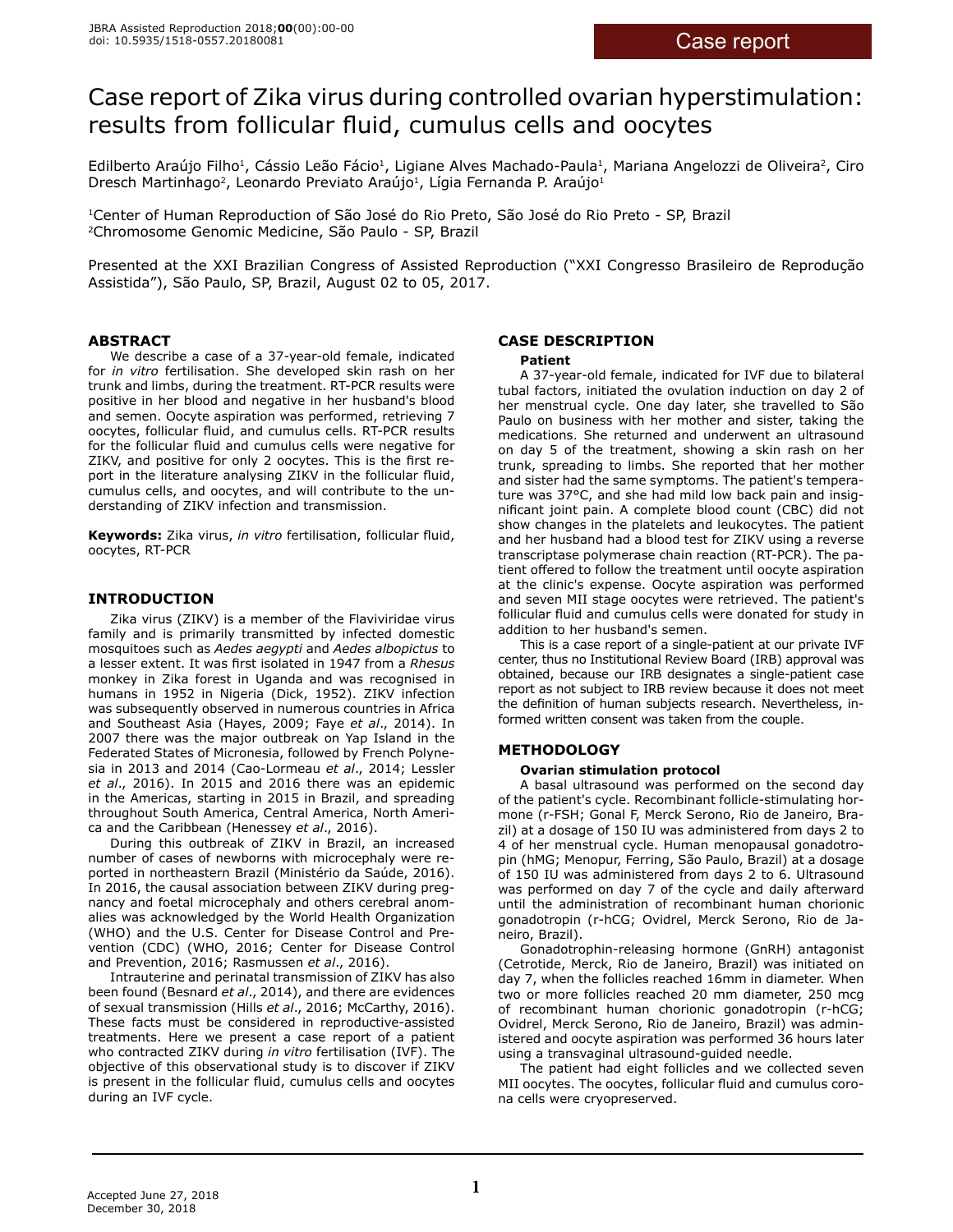Case report

# Case report of Zika virus during controlled ovarian hyperstimulation: results from follicular fluid, cumulus cells and oocytes

Edilberto Araújo Filho[1], Cássio Leão Fácio[1], Ligiane Alves Machado-Paula[1], Mariana Angelozzi de Oliveira[2], Ciro Dresch Martinhago[2], Leonardo Previato Araújo[1], Lígia Fernanda P. Araújo[1]

[1]Center of Human Reproduction of São José do Rio Preto, São José do Rio Preto - SP, Brazil
[2]Chromosome Genomic Medicine, São Paulo - SP, Brazil

Presented at the XXI Brazilian Congress of Assisted Reproduction ("XXI Congresso Brasileiro de Reprodução Assistida"), São Paulo, SP, Brazil, August 02 to 05, 2017.

## ABSTRACT

We describe a case of a 37-year-old female, indicated for *in vitro* fertilisation. She developed skin rash on her trunk and limbs, during the treatment. RT-PCR results were positive in her blood and negative in her husband's blood and semen. Oocyte aspiration was performed, retrieving 7 oocytes, follicular fluid, and cumulus cells. RT-PCR results for the follicular fluid and cumulus cells were negative for ZIKV, and positive for only 2 oocytes. This is the first report in the literature analysing ZIKV in the follicular fluid, cumulus cells, and oocytes, and will contribute to the understanding of ZIKV infection and transmission.

**Keywords:** Zika virus, *in vitro* fertilisation, follicular fluid, oocytes, RT-PCR

## INTRODUCTION

Zika virus (ZIKV) is a member of the Flaviviridae virus family and is primarily transmitted by infected domestic mosquitoes such as *Aedes aegypti* and *Aedes albopictus* to a lesser extent. It was first isolated in 1947 from a *Rhesus* monkey in Zika forest in Uganda and was recognised in humans in 1952 in Nigeria (Dick, 1952). ZIKV infection was subsequently observed in numerous countries in Africa and Southeast Asia (Hayes, 2009; Faye *et al*., 2014). In 2007 there was the major outbreak on Yap Island in the Federated States of Micronesia, followed by French Polynesia in 2013 and 2014 (Cao-Lormeau *et al*., 2014; Lessler *et al*., 2016). In 2015 and 2016 there was an epidemic in the Americas, starting in 2015 in Brazil, and spreading throughout South America, Central America, North America and the Caribbean (Henessey *et al*., 2016).

During this outbreak of ZIKV in Brazil, an increased number of cases of newborns with microcephaly were reported in northeastern Brazil (Ministério da Saúde, 2016). In 2016, the causal association between ZIKV during pregnancy and foetal microcephaly and others cerebral anomalies was acknowledged by the World Health Organization (WHO) and the U.S. Center for Disease Control and Prevention (CDC) (WHO, 2016; Center for Disease Control and Prevention, 2016; Rasmussen *et al*., 2016).

Intrauterine and perinatal transmission of ZIKV has also been found (Besnard *et al*., 2014), and there are evidences of sexual transmission (Hills *et al*., 2016; McCarthy, 2016). These facts must be considered in reproductive-assisted treatments. Here we present a case report of a patient who contracted ZIKV during *in vitro* fertilisation (IVF). The objective of this observational study is to discover if ZIKV is present in the follicular fluid, cumulus cells and oocytes during an IVF cycle.

## CASE DESCRIPTION

### Patient

A 37-year-old female, indicated for IVF due to bilateral tubal factors, initiated the ovulation induction on day 2 of her menstrual cycle. One day later, she travelled to São Paulo on business with her mother and sister, taking the medications. She returned and underwent an ultrasound on day 5 of the treatment, showing a skin rash on her trunk, spreading to limbs. She reported that her mother and sister had the same symptoms. The patient's temperature was 37°C, and she had mild low back pain and insignificant joint pain. A complete blood count (CBC) did not show changes in the platelets and leukocytes. The patient and her husband had a blood test for ZIKV using a reverse transcriptase polymerase chain reaction (RT-PCR). The patient offered to follow the treatment until oocyte aspiration at the clinic's expense. Oocyte aspiration was performed and seven MII stage oocytes were retrieved. The patient's follicular fluid and cumulus cells were donated for study in addition to her husband's semen.

This is a case report of a single-patient at our private IVF center, thus no Institutional Review Board (IRB) approval was obtained, because our IRB designates a single-patient case report as not subject to IRB review because it does not meet the definition of human subjects research. Nevertheless, informed written consent was taken from the couple.

## METHODOLOGY

### Ovarian stimulation protocol

A basal ultrasound was performed on the second day of the patient's cycle. Recombinant follicle-stimulating hormone (r-FSH; Gonal F, Merck Serono, Rio de Janeiro, Brazil) at a dosage of 150 IU was administered from days 2 to 4 of her menstrual cycle. Human menopausal gonadotropin (hMG; Menopur, Ferring, São Paulo, Brazil) at a dosage of 150 IU was administered from days 2 to 6. Ultrasound was performed on day 7 of the cycle and daily afterward until the administration of recombinant human chorionic gonadotropin (r-hCG; Ovidrel, Merck Serono, Rio de Janeiro, Brazil).

Gonadotrophin-releasing hormone (GnRH) antagonist (Cetrotide, Merck, Rio de Janeiro, Brazil) was initiated on day 7, when the follicles reached 16mm in diameter. When two or more follicles reached 20 mm diameter, 250 mcg of recombinant human chorionic gonadotropin (r-hCG; Ovidrel, Merck Serono, Rio de Janeiro, Brazil) was administered and oocyte aspiration was performed 36 hours later using a transvaginal ultrasound-guided needle.

The patient had eight follicles and we collected seven MII oocytes. The oocytes, follicular fluid and cumulus corona cells were cryopreserved.

Accepted June 27, 2018
December 30, 2018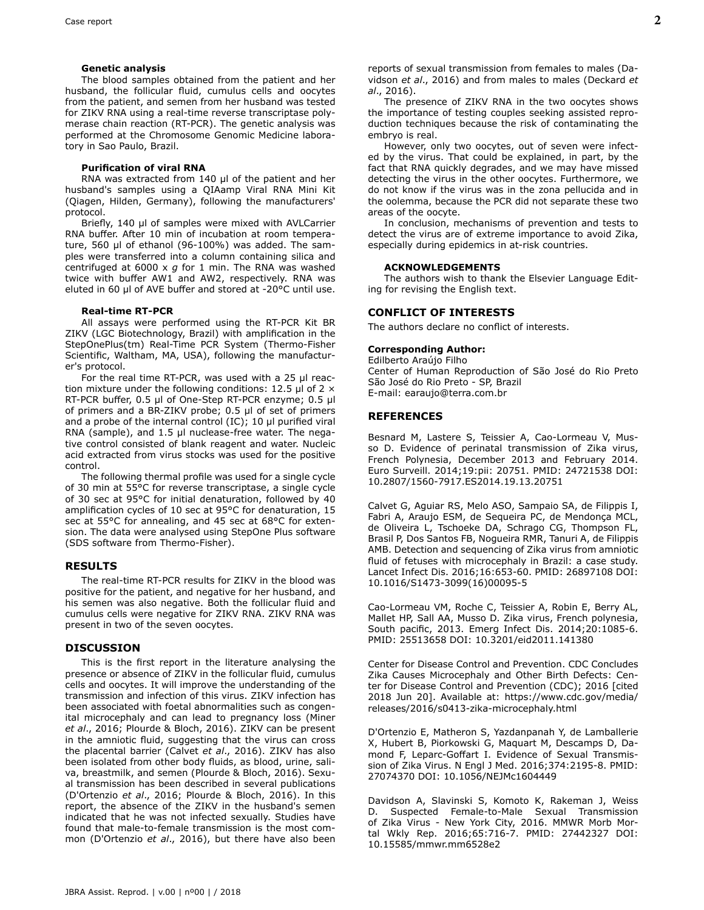### Genetic analysis

The blood samples obtained from the patient and her husband, the follicular fluid, cumulus cells and oocytes from the patient, and semen from her husband was tested for ZIKV RNA using a real-time reverse transcriptase polymerase chain reaction (RT-PCR). The genetic analysis was performed at the Chromosome Genomic Medicine laboratory in Sao Paulo, Brazil.

### Purification of viral RNA

RNA was extracted from 140 µl of the patient and her husband's samples using a QIAamp Viral RNA Mini Kit (Qiagen, Hilden, Germany), following the manufacturers' protocol.

Briefly, 140 µl of samples were mixed with AVLCarrier RNA buffer. After 10 min of incubation at room temperature, 560 µl of ethanol (96-100%) was added. The samples were transferred into a column containing silica and centrifuged at 6000 x *g* for 1 min. The RNA was washed twice with buffer AW1 and AW2, respectively. RNA was eluted in 60 µl of AVE buffer and stored at -20°C until use.

### Real-time RT-PCR

All assays were performed using the RT-PCR Kit BR ZIKV (LGC Biotechnology, Brazil) with amplification in the StepOnePlus(tm) Real-Time PCR System (Thermo-Fisher Scientific, Waltham, MA, USA), following the manufacturer's protocol.

For the real time RT-PCR, was used with a 25 µl reaction mixture under the following conditions: 12.5 µl of 2 × RT-PCR buffer, 0.5 µl of One-Step RT-PCR enzyme; 0.5 µl of primers and a BR-ZIKV probe; 0.5 µl of set of primers and a probe of the internal control (IC); 10 µl purified viral RNA (sample), and 1.5 µl nuclease-free water. The negative control consisted of blank reagent and water. Nucleic acid extracted from virus stocks was used for the positive control.

The following thermal profile was used for a single cycle of 30 min at 55°C for reverse transcriptase, a single cycle of 30 sec at 95°C for initial denaturation, followed by 40 amplification cycles of 10 sec at 95°C for denaturation, 15 sec at 55°C for annealing, and 45 sec at 68°C for extension. The data were analysed using StepOne Plus software (SDS software from Thermo-Fisher).

## RESULTS

The real-time RT-PCR results for ZIKV in the blood was positive for the patient, and negative for her husband, and his semen was also negative. Both the follicular fluid and cumulus cells were negative for ZIKV RNA. ZIKV RNA was present in two of the seven oocytes.

## DISCUSSION

This is the first report in the literature analysing the presence or absence of ZIKV in the follicular fluid, cumulus cells and oocytes. It will improve the understanding of the transmission and infection of this virus. ZIKV infection has been associated with foetal abnormalities such as congenital microcephaly and can lead to pregnancy loss (Miner *et al*., 2016; Plourde & Bloch, 2016). ZIKV can be present in the amniotic fluid, suggesting that the virus can cross the placental barrier (Calvet *et al*., 2016). ZIKV has also been isolated from other body fluids, as blood, urine, saliva, breastmilk, and semen (Plourde & Bloch, 2016). Sexual transmission has been described in several publications (D'Ortenzio *et al*., 2016; Plourde & Bloch, 2016). In this report, the absence of the ZIKV in the husband's semen indicated that he was not infected sexually. Studies have found that male-to-female transmission is the most common (D'Ortenzio *et al*., 2016), but there have also been reports of sexual transmission from females to males (Davidson *et al*., 2016) and from males to males (Deckard *et al*., 2016).

The presence of ZIKV RNA in the two oocytes shows the importance of testing couples seeking assisted reproduction techniques because the risk of contaminating the embryo is real.

However, only two oocytes, out of seven were infected by the virus. That could be explained, in part, by the fact that RNA quickly degrades, and we may have missed detecting the virus in the other oocytes. Furthermore, we do not know if the virus was in the zona pellucida and in the oolemma, because the PCR did not separate these two areas of the oocyte.

In conclusion, mechanisms of prevention and tests to detect the virus are of extreme importance to avoid Zika, especially during epidemics in at-risk countries.

### ACKNOWLEDGEMENTS

The authors wish to thank the Elsevier Language Editing for revising the English text.

## CONFLICT OF INTERESTS

The authors declare no conflict of interests.

**Corresponding Author:**
Edilberto Araújo Filho
Center of Human Reproduction of São José do Rio Preto
São José do Rio Preto - SP, Brazil
E-mail: earaujo@terra.com.br

## REFERENCES

Besnard M, Lastere S, Teissier A, Cao-Lormeau V, Musso D. Evidence of perinatal transmission of Zika virus, French Polynesia, December 2013 and February 2014. Euro Surveill. 2014;19:pii: 20751. PMID: 24721538 DOI: 10.2807/1560-7917.ES2014.19.13.20751

Calvet G, Aguiar RS, Melo ASO, Sampaio SA, de Filippis I, Fabri A, Araujo ESM, de Sequeira PC, de Mendonça MCL, de Oliveira L, Tschoeke DA, Schrago CG, Thompson FL, Brasil P, Dos Santos FB, Nogueira RMR, Tanuri A, de Filippis AMB. Detection and sequencing of Zika virus from amniotic fluid of fetuses with microcephaly in Brazil: a case study. Lancet Infect Dis. 2016;16:653-60. PMID: 26897108 DOI: 10.1016/S1473-3099(16)00095-5

Cao-Lormeau VM, Roche C, Teissier A, Robin E, Berry AL, Mallet HP, Sall AA, Musso D. Zika virus, French polynesia, South pacific, 2013. Emerg Infect Dis. 2014;20:1085-6. PMID: 25513658 DOI: 10.3201/eid2011.141380

Center for Disease Control and Prevention. CDC Concludes Zika Causes Microcephaly and Other Birth Defects: Center for Disease Control and Prevention (CDC); 2016 [cited 2018 Jun 20]. Available at: https://www.cdc.gov/media/releases/2016/s0413-zika-microcephaly.html

D'Ortenzio E, Matheron S, Yazdanpanah Y, de Lamballerie X, Hubert B, Piorkowski G, Maquart M, Descamps D, Damond F, Leparc-Goffart I. Evidence of Sexual Transmission of Zika Virus. N Engl J Med. 2016;374:2195-8. PMID: 27074370 DOI: 10.1056/NEJMc1604449

Davidson A, Slavinski S, Komoto K, Rakeman J, Weiss D. Suspected Female-to-Male Sexual Transmission of Zika Virus - New York City, 2016. MMWR Morb Mortal Wkly Rep. 2016;65:716-7. PMID: 27442327 DOI: 10.15585/mmwr.mm6528e2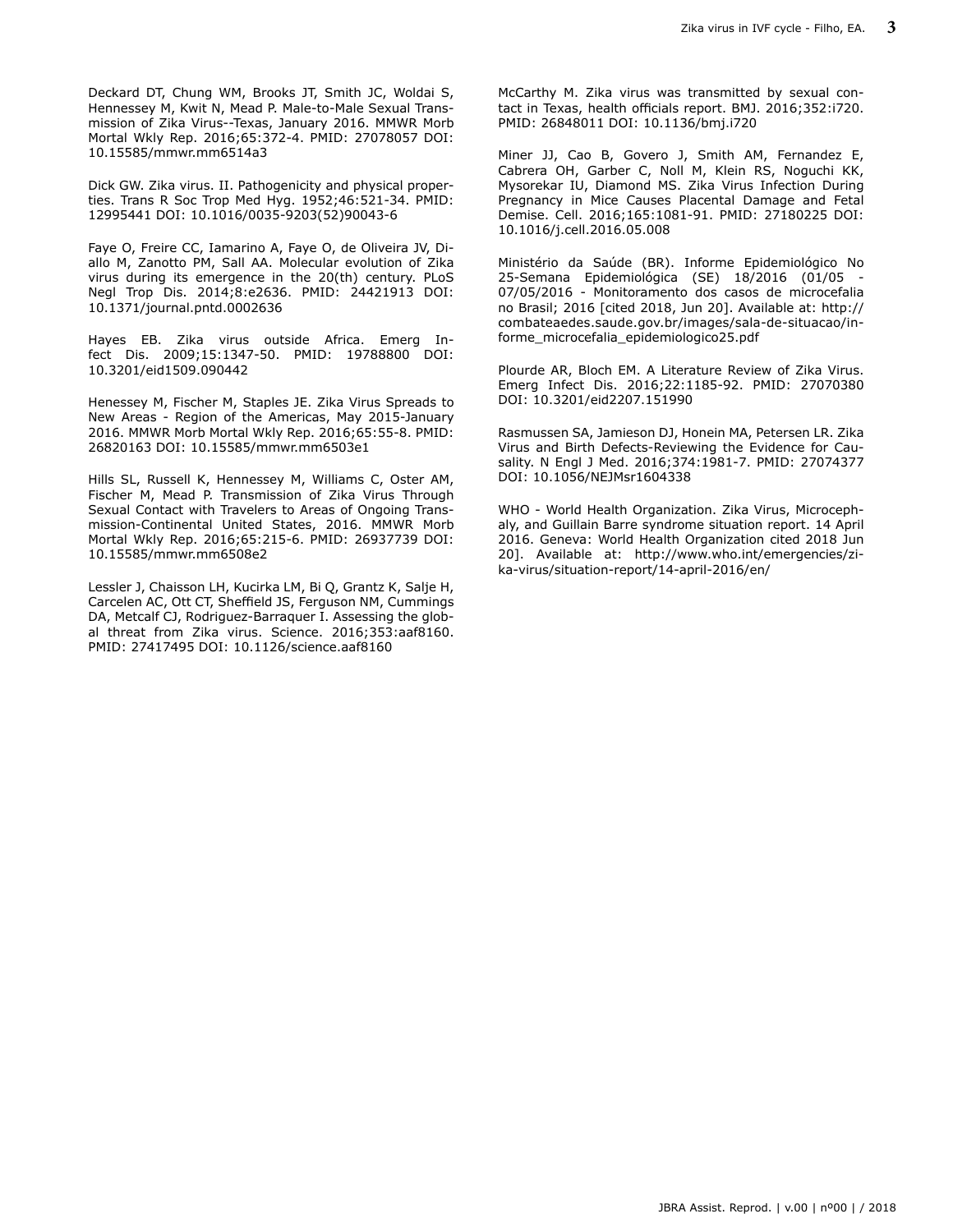Deckard DT, Chung WM, Brooks JT, Smith JC, Woldai S, Hennessey M, Kwit N, Mead P. Male-to-Male Sexual Transmission of Zika Virus--Texas, January 2016. MMWR Morb Mortal Wkly Rep. 2016;65:372-4. PMID: 27078057 DOI: 10.15585/mmwr.mm6514a3

Dick GW. Zika virus. II. Pathogenicity and physical properties. Trans R Soc Trop Med Hyg. 1952;46:521-34. PMID: 12995441 DOI: 10.1016/0035-9203(52)90043-6

Faye O, Freire CC, Iamarino A, Faye O, de Oliveira JV, Diallo M, Zanotto PM, Sall AA. Molecular evolution of Zika virus during its emergence in the 20(th) century. PLoS Negl Trop Dis. 2014;8:e2636. PMID: 24421913 DOI: 10.1371/journal.pntd.0002636

Hayes EB. Zika virus outside Africa. Emerg Infect Dis. 2009;15:1347-50. PMID: 19788800 DOI: 10.3201/eid1509.090442

Henessey M, Fischer M, Staples JE. Zika Virus Spreads to New Areas - Region of the Americas, May 2015-January 2016. MMWR Morb Mortal Wkly Rep. 2016;65:55-8. PMID: 26820163 DOI: 10.15585/mmwr.mm6503e1

Hills SL, Russell K, Hennessey M, Williams C, Oster AM, Fischer M, Mead P. Transmission of Zika Virus Through Sexual Contact with Travelers to Areas of Ongoing Transmission-Continental United States, 2016. MMWR Morb Mortal Wkly Rep. 2016;65:215-6. PMID: 26937739 DOI: 10.15585/mmwr.mm6508e2

Lessler J, Chaisson LH, Kucirka LM, Bi Q, Grantz K, Salje H, Carcelen AC, Ott CT, Sheffield JS, Ferguson NM, Cummings DA, Metcalf CJ, Rodriguez-Barraquer I. Assessing the global threat from Zika virus. Science. 2016;353:aaf8160. PMID: 27417495 DOI: 10.1126/science.aaf8160

McCarthy M. Zika virus was transmitted by sexual contact in Texas, health officials report. BMJ. 2016;352:i720. PMID: 26848011 DOI: 10.1136/bmj.i720

Miner JJ, Cao B, Govero J, Smith AM, Fernandez E, Cabrera OH, Garber C, Noll M, Klein RS, Noguchi KK, Mysorekar IU, Diamond MS. Zika Virus Infection During Pregnancy in Mice Causes Placental Damage and Fetal Demise. Cell. 2016;165:1081-91. PMID: 27180225 DOI: 10.1016/j.cell.2016.05.008

Ministério da Saúde (BR). Informe Epidemiológico No 25-Semana Epidemiológica (SE) 18/2016 (01/05 - 07/05/2016 - Monitoramento dos casos de microcefalia no Brasil; 2016 [cited 2018, Jun 20]. Available at: http://combateaedes.saude.gov.br/images/sala-de-situacao/informe_microcefalia_epidemiologico25.pdf

Plourde AR, Bloch EM. A Literature Review of Zika Virus. Emerg Infect Dis. 2016;22:1185-92. PMID: 27070380 DOI: 10.3201/eid2207.151990

Rasmussen SA, Jamieson DJ, Honein MA, Petersen LR. Zika Virus and Birth Defects-Reviewing the Evidence for Causality. N Engl J Med. 2016;374:1981-7. PMID: 27074377 DOI: 10.1056/NEJMsr1604338

WHO - World Health Organization. Zika Virus, Microcephaly, and Guillain Barre syndrome situation report. 14 April 2016. Geneva: World Health Organization cited 2018 Jun 20]. Available at: http://www.who.int/emergencies/zika-virus/situation-report/14-april-2016/en/